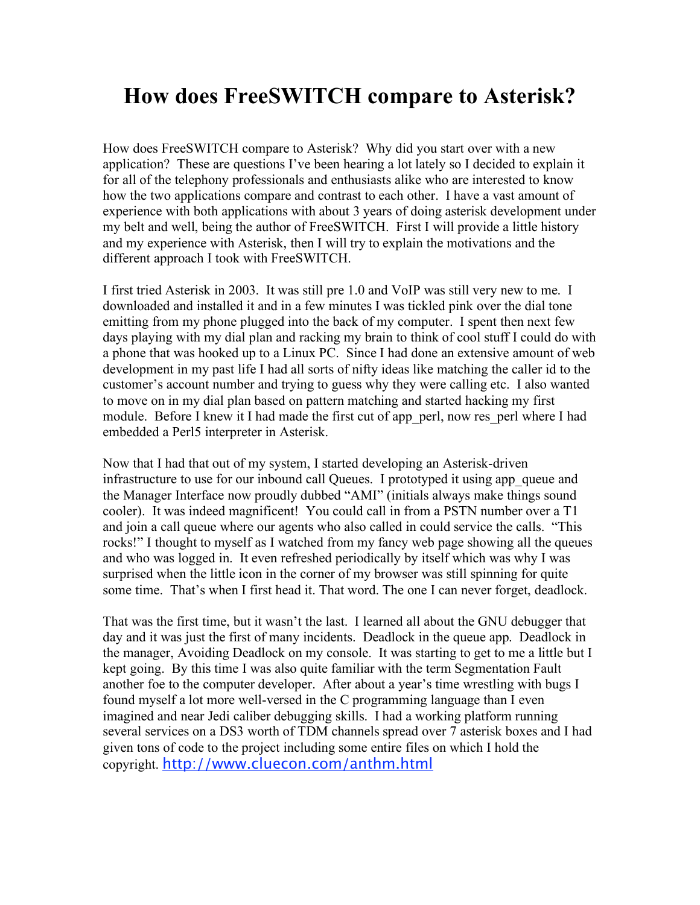# How does FreeSWITCH compare to Asterisk?

How does FreeSWITCH compare to Asterisk? Why did you start over with a new application? These are questions I've been hearing a lot lately so I decided to explain it for all of the telephony professionals and enthusiasts alike who are interested to know how the two applications compare and contrast to each other. I have a vast amount of experience with both applications with about 3 years of doing asterisk development under my belt and well, being the author of FreeSWITCH. First I will provide a little history and my experience with Asterisk, then I will try to explain the motivations and the different approach I took with FreeSWITCH.

I first tried Asterisk in 2003. It was still pre 1.0 and VoIP was still very new to me. I downloaded and installed it and in a few minutes I was tickled pink over the dial tone emitting from my phone plugged into the back of my computer. I spent then next few days playing with my dial plan and racking my brain to think of cool stuff I could do with a phone that was hooked up to a Linux PC. Since I had done an extensive amount of web development in my past life I had all sorts of nifty ideas like matching the caller id to the customer's account number and trying to guess why they were calling etc. I also wanted to move on in my dial plan based on pattern matching and started hacking my first module. Before I knew it I had made the first cut of app_perl, now res_perl where I had embedded a Perl5 interpreter in Asterisk.

Now that I had that out of my system, I started developing an Asterisk-driven infrastructure to use for our inbound call Queues. I prototyped it using app_queue and the Manager Interface now proudly dubbed "AMI" (initials always make things sound cooler). It was indeed magnificent! You could call in from a PSTN number over a T1 and join a call queue where our agents who also called in could service the calls. "This rocks!" I thought to myself as I watched from my fancy web page showing all the queues and who was logged in. It even refreshed periodically by itself which was why I was surprised when the little icon in the corner of my browser was still spinning for quite some time. That's when I first head it. That word. The one I can never forget, deadlock.

That was the first time, but it wasn't the last. I learned all about the GNU debugger that day and it was just the first of many incidents. Deadlock in the queue app. Deadlock in the manager, Avoiding Deadlock on my console. It was starting to get to me a little but I kept going. By this time I was also quite familiar with the term Segmentation Fault another foe to the computer developer. After about a year's time wrestling with bugs I found myself a lot more well-versed in the C programming language than I even imagined and near Jedi caliber debugging skills. I had a working platform running several services on a DS3 worth of TDM channels spread over 7 asterisk boxes and I had given tons of code to the project including some entire files on which I hold the copyright. http://www.cluecon.com/anthm.html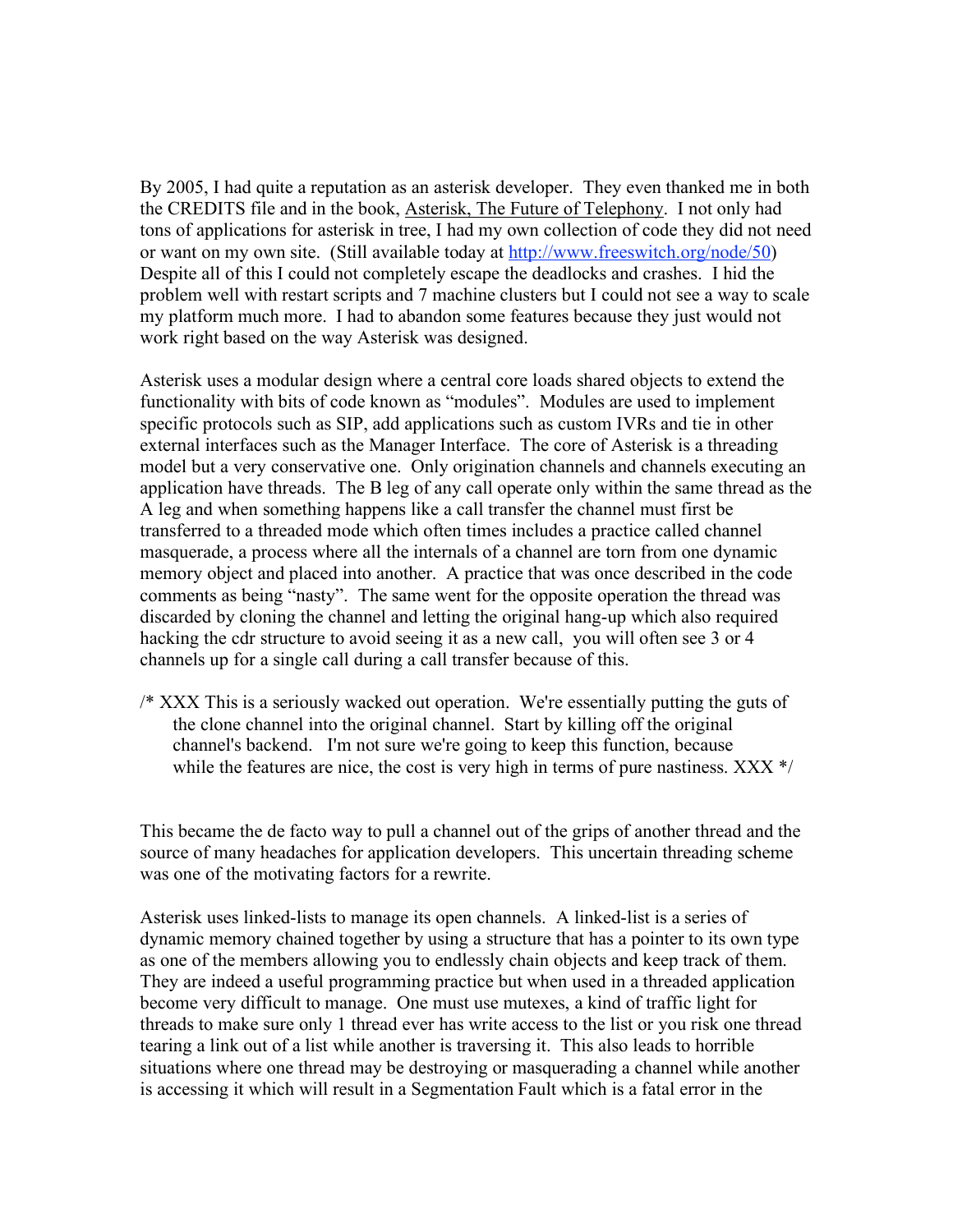By 2005, I had quite a reputation as an asterisk developer. They even thanked me in both the CREDITS file and in the book, Asterisk, The Future of Telephony. I not only had tons of applications for asterisk in tree, I had my own collection of code they did not need or want on my own site. (Still available today at [http://www.freeswitch.org/node/50](http://www.freeswitch.org/node/50)) Despite all of this I could not completely escape the deadlocks and crashes. I hid the problem well with restart scripts and 7 machine clusters but I could not see a way to scale my platform much more. I had to abandon some features because they just would not work right based on the way Asterisk was designed.

Asterisk uses a modular design where a central core loads shared objects to extend the functionality with bits of code known as "modules". Modules are used to implement specific protocols such as SIP, add applications such as custom IVRs and tie in other external interfaces such as the Manager Interface. The core of Asterisk is a threading model but a very conservative one. Only origination channels and channels executing an application have threads. The B leg of any call operate only within the same thread as the A leg and when something happens like a call transfer the channel must first be transferred to a threaded mode which often times includes a practice called channel masquerade, a process where all the internals of a channel are torn from one dynamic memory object and placed into another. A practice that was once described in the code comments as being "nasty". The same went for the opposite operation the thread was discarded by cloning the channel and letting the original hang-up which also required hacking the cdr structure to avoid seeing it as a new call, you will often see 3 or 4 channels up for a single call during a call transfer because of this.

```
/* XXX This is a seriously wacked out operation. We're essentially putting the guts of
      the clone channel into the original channel. Start by killing off the original
      channel's backend. I'm not sure we're going to keep this function, because
      while the features are nice, the cost is very high in terms of pure nastiness. XXX */
```

This became the de facto way to pull a channel out of the grips of another thread and the source of many headaches for application developers. This uncertain threading scheme was one of the motivating factors for a rewrite.

Asterisk uses linked-lists to manage its open channels. A linked-list is a series of dynamic memory chained together by using a structure that has a pointer to its own type as one of the members allowing you to endlessly chain objects and keep track of them. They are indeed a useful programming practice but when used in a threaded application become very difficult to manage. One must use mutexes, a kind of traffic light for threads to make sure only 1 thread ever has write access to the list or you risk one thread tearing a link out of a list while another is traversing it. This also leads to horrible situations where one thread may be destroying or masquerading a channel while another is accessing it which will result in a Segmentation Fault which is a fatal error in the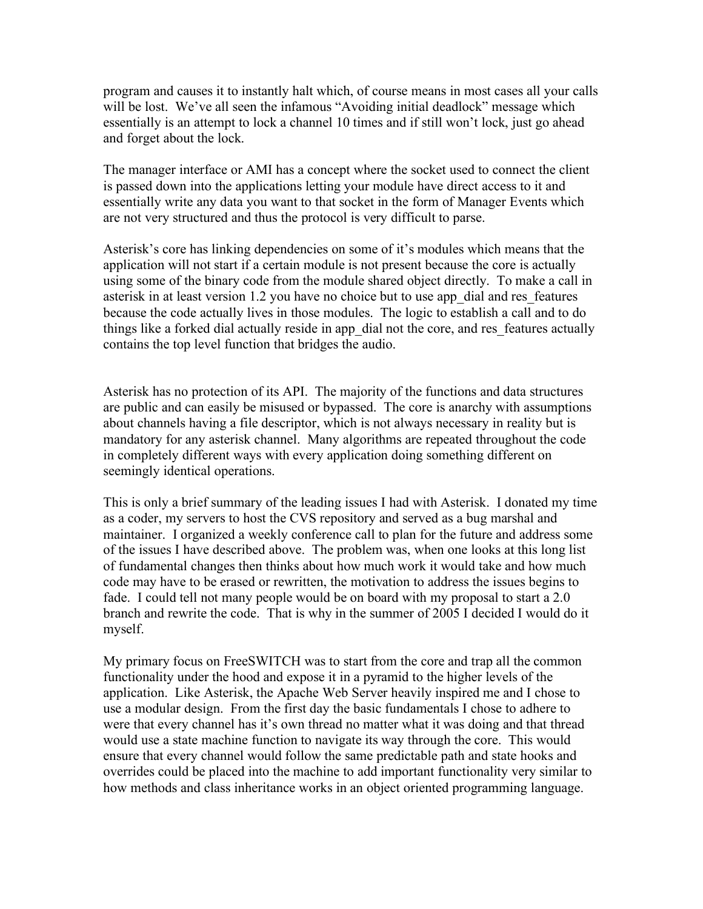program and causes it to instantly halt which, of course means in most cases all your calls will be lost. We've all seen the infamous "Avoiding initial deadlock" message which essentially is an attempt to lock a channel 10 times and if still won't lock, just go ahead and forget about the lock.

The manager interface or AMI has a concept where the socket used to connect the client is passed down into the applications letting your module have direct access to it and essentially write any data you want to that socket in the form of Manager Events which are not very structured and thus the protocol is very difficult to parse.

Asterisk's core has linking dependencies on some of it's modules which means that the application will not start if a certain module is not present because the core is actually using some of the binary code from the module shared object directly. To make a call in asterisk in at least version 1.2 you have no choice but to use app_dial and res_features because the code actually lives in those modules. The logic to establish a call and to do things like a forked dial actually reside in app_dial not the core, and res_features actually contains the top level function that bridges the audio.

Asterisk has no protection of its API. The majority of the functions and data structures are public and can easily be misused or bypassed. The core is anarchy with assumptions about channels having a file descriptor, which is not always necessary in reality but is mandatory for any asterisk channel. Many algorithms are repeated throughout the code in completely different ways with every application doing something different on seemingly identical operations.

This is only a brief summary of the leading issues I had with Asterisk. I donated my time as a coder, my servers to host the CVS repository and served as a bug marshal and maintainer. I organized a weekly conference call to plan for the future and address some of the issues I have described above. The problem was, when one looks at this long list of fundamental changes then thinks about how much work it would take and how much code may have to be erased or rewritten, the motivation to address the issues begins to fade. I could tell not many people would be on board with my proposal to start a 2.0 branch and rewrite the code. That is why in the summer of 2005 I decided I would do it myself.

My primary focus on FreeSWITCH was to start from the core and trap all the common functionality under the hood and expose it in a pyramid to the higher levels of the application. Like Asterisk, the Apache Web Server heavily inspired me and I chose to use a modular design. From the first day the basic fundamentals I chose to adhere to were that every channel has it's own thread no matter what it was doing and that thread would use a state machine function to navigate its way through the core. This would ensure that every channel would follow the same predictable path and state hooks and overrides could be placed into the machine to add important functionality very similar to how methods and class inheritance works in an object oriented programming language.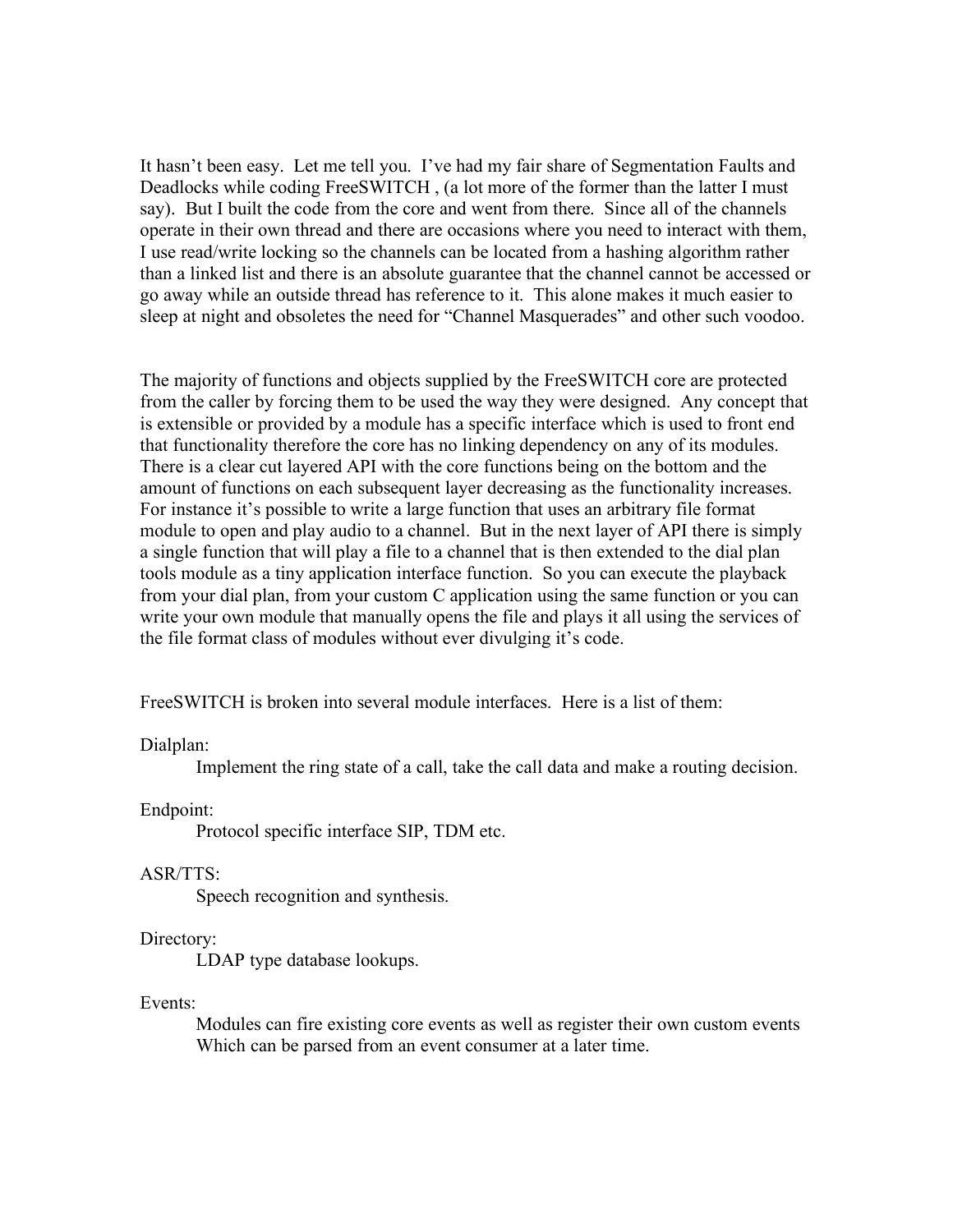It hasn't been easy. Let me tell you. I've had my fair share of Segmentation Faults and Deadlocks while coding FreeSWITCH , (a lot more of the former than the latter I must say). But I built the code from the core and went from there. Since all of the channels operate in their own thread and there are occasions where you need to interact with them, I use read/write locking so the channels can be located from a hashing algorithm rather than a linked list and there is an absolute guarantee that the channel cannot be accessed or go away while an outside thread has reference to it. This alone makes it much easier to sleep at night and obsoletes the need for "Channel Masquerades" and other such voodoo.

The majority of functions and objects supplied by the FreeSWITCH core are protected from the caller by forcing them to be used the way they were designed. Any concept that is extensible or provided by a module has a specific interface which is used to front end that functionality therefore the core has no linking dependency on any of its modules. There is a clear cut layered API with the core functions being on the bottom and the amount of functions on each subsequent layer decreasing as the functionality increases. For instance it's possible to write a large function that uses an arbitrary file format module to open and play audio to a channel. But in the next layer of API there is simply a single function that will play a file to a channel that is then extended to the dial plan tools module as a tiny application interface function. So you can execute the playback from your dial plan, from your custom C application using the same function or you can write your own module that manually opens the file and plays it all using the services of the file format class of modules without ever divulging it's code.

FreeSWITCH is broken into several module interfaces. Here is a list of them:

Dialplan:
    Implement the ring state of a call, take the call data and make a routing decision.

Endpoint:
    Protocol specific interface SIP, TDM etc.

ASR/TTS:
    Speech recognition and synthesis.

Directory:
    LDAP type database lookups.

Events:
    Modules can fire existing core events as well as register their own custom events Which can be parsed from an event consumer at a later time.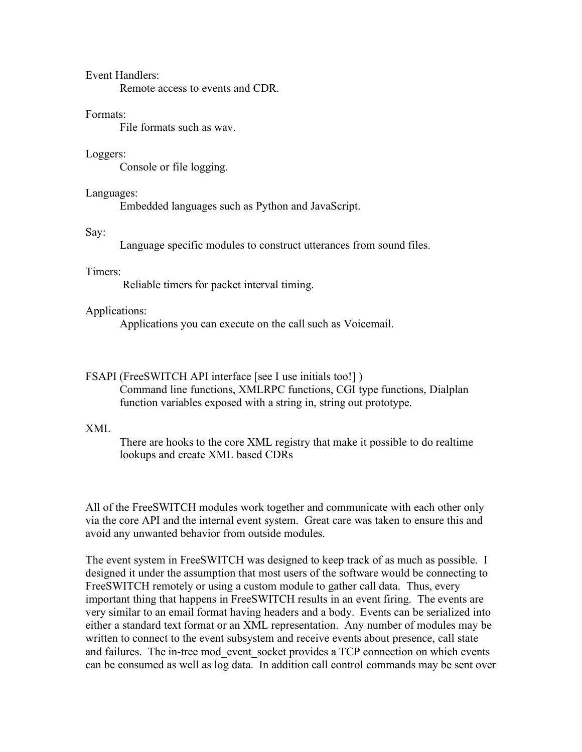Event Handlers:
    Remote access to events and CDR.

Formats:
    File formats such as wav.

Loggers:
    Console or file logging.

Languages:
    Embedded languages such as Python and JavaScript.

Say:
    Language specific modules to construct utterances from sound files.

Timers:
    Reliable timers for packet interval timing.

Applications:
    Applications you can execute on the call such as Voicemail.

FSAPI (FreeSWITCH API interface [see I use initials too!] )
    Command line functions, XMLRPC functions, CGI type functions, Dialplan function variables exposed with a string in, string out prototype.

XML
    There are hooks to the core XML registry that make it possible to do realtime lookups and create XML based CDRs

All of the FreeSWITCH modules work together and communicate with each other only via the core API and the internal event system. Great care was taken to ensure this and avoid any unwanted behavior from outside modules.

The event system in FreeSWITCH was designed to keep track of as much as possible. I designed it under the assumption that most users of the software would be connecting to FreeSWITCH remotely or using a custom module to gather call data. Thus, every important thing that happens in FreeSWITCH results in an event firing. The events are very similar to an email format having headers and a body. Events can be serialized into either a standard text format or an XML representation. Any number of modules may be written to connect to the event subsystem and receive events about presence, call state and failures. The in-tree mod_event_socket provides a TCP connection on which events can be consumed as well as log data. In addition call control commands may be sent over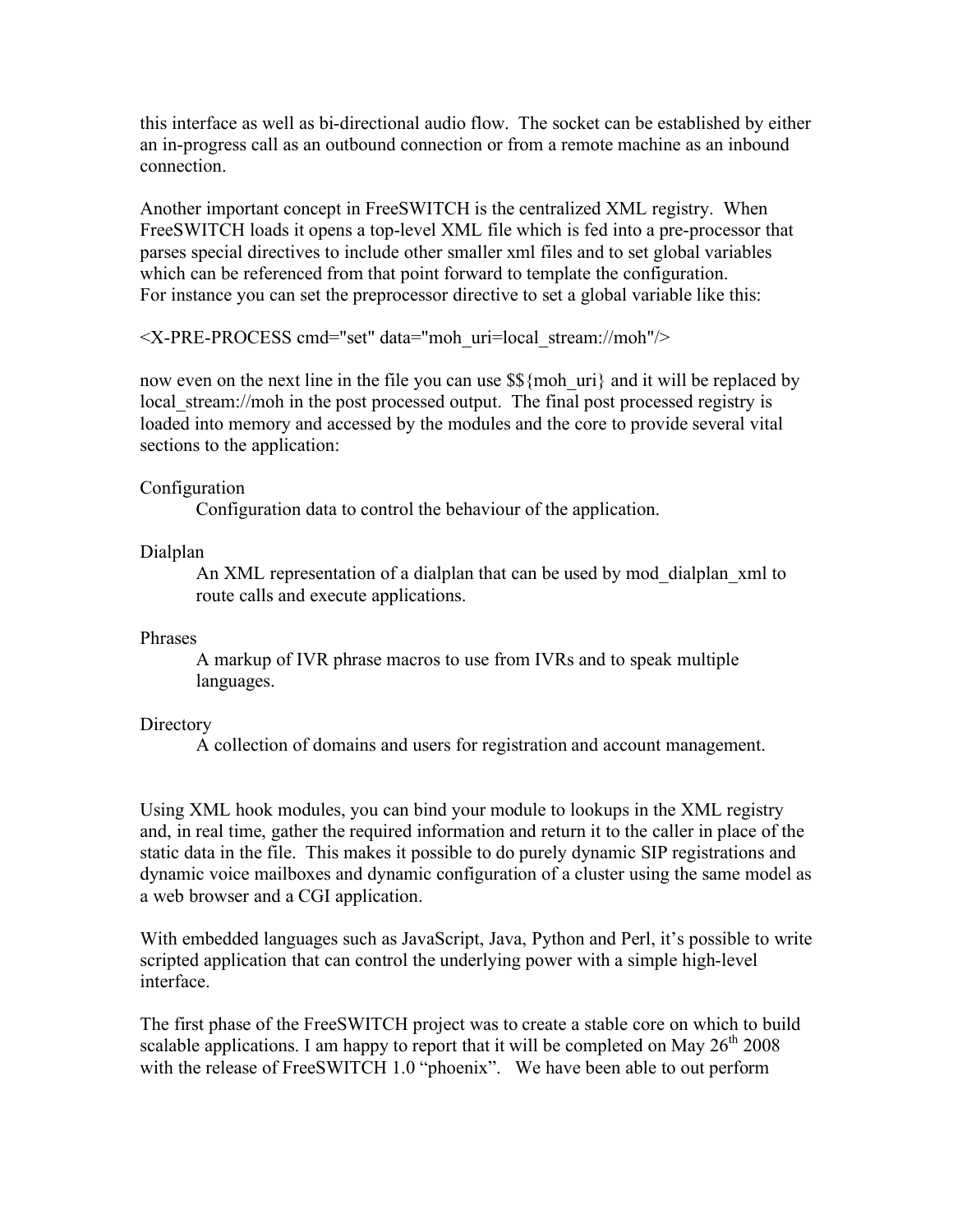this interface as well as bi-directional audio flow. The socket can be established by either an in-progress call as an outbound connection or from a remote machine as an inbound connection.

Another important concept in FreeSWITCH is the centralized XML registry. When FreeSWITCH loads it opens a top-level XML file which is fed into a pre-processor that parses special directives to include other smaller xml files and to set global variables which can be referenced from that point forward to template the configuration.
For instance you can set the preprocessor directive to set a global variable like this:

```
<X-PRE-PROCESS cmd="set" data="moh_uri=local_stream://moh"/>
```

now even on the next line in the file you can use $${moh_uri} and it will be replaced by local_stream://moh in the post processed output. The final post processed registry is loaded into memory and accessed by the modules and the core to provide several vital sections to the application:

Configuration
: Configuration data to control the behaviour of the application.

Dialplan
: An XML representation of a dialplan that can be used by mod_dialplan_xml to route calls and execute applications.

Phrases
: A markup of IVR phrase macros to use from IVRs and to speak multiple languages.

Directory
: A collection of domains and users for registration and account management.

Using XML hook modules, you can bind your module to lookups in the XML registry and, in real time, gather the required information and return it to the caller in place of the static data in the file. This makes it possible to do purely dynamic SIP registrations and dynamic voice mailboxes and dynamic configuration of a cluster using the same model as a web browser and a CGI application.

With embedded languages such as JavaScript, Java, Python and Perl, it's possible to write scripted application that can control the underlying power with a simple high-level interface.

The first phase of the FreeSWITCH project was to create a stable core on which to build scalable applications. I am happy to report that it will be completed on May 26th 2008 with the release of FreeSWITCH 1.0 "phoenix". We have been able to out perform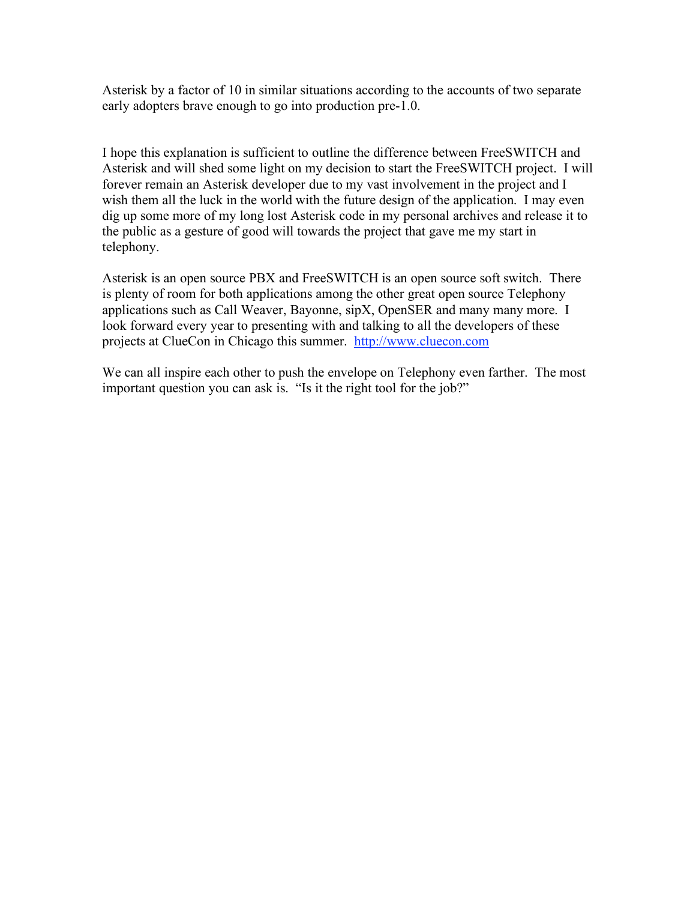Asterisk by a factor of 10 in similar situations according to the accounts of two separate early adopters brave enough to go into production pre-1.0.

I hope this explanation is sufficient to outline the difference between FreeSWITCH and Asterisk and will shed some light on my decision to start the FreeSWITCH project. I will forever remain an Asterisk developer due to my vast involvement in the project and I wish them all the luck in the world with the future design of the application. I may even dig up some more of my long lost Asterisk code in my personal archives and release it to the public as a gesture of good will towards the project that gave me my start in telephony.

Asterisk is an open source PBX and FreeSWITCH is an open source soft switch. There is plenty of room for both applications among the other great open source Telephony applications such as Call Weaver, Bayonne, sipX, OpenSER and many many more. I look forward every year to presenting with and talking to all the developers of these projects at ClueCon in Chicago this summer. [http://www.cluecon.com](http://www.cluecon.com)

We can all inspire each other to push the envelope on Telephony even farther. The most important question you can ask is. "Is it the right tool for the job?"